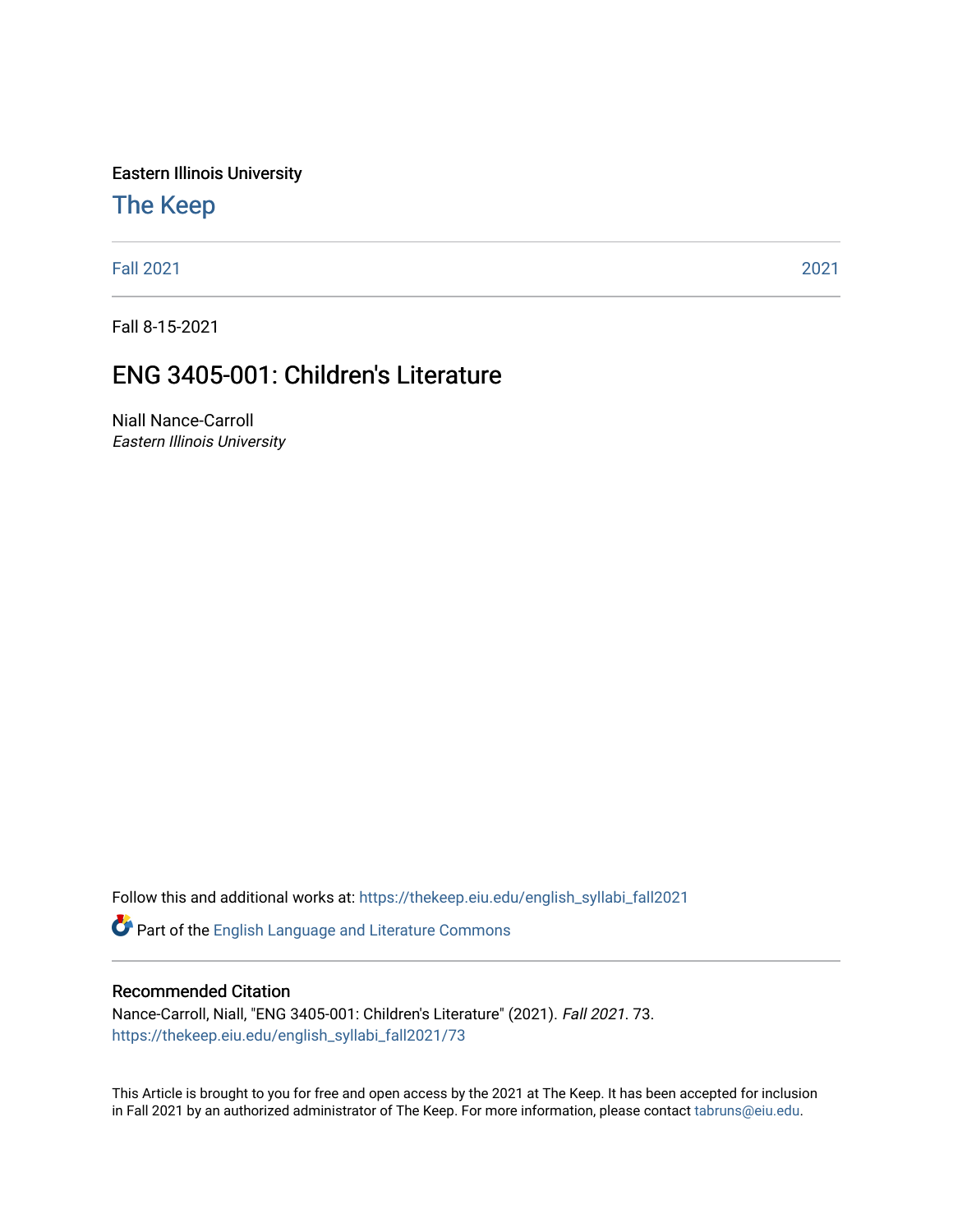Eastern Illinois University

# The Keep

Fall 2021 | 2021

Fall 8-15-2021

## ENG 3405-001: Children's Literature

Niall Nance-Carroll
*Eastern Illinois University*

Follow this and additional works at: https://thekeep.eiu.edu/english_syllabi_fall2021

Part of the English Language and Literature Commons

### Recommended Citation

Nance-Carroll, Niall, "ENG 3405-001: Children's Literature" (2021). *Fall 2021*. 73.
https://thekeep.eiu.edu/english_syllabi_fall2021/73

This Article is brought to you for free and open access by the 2021 at The Keep. It has been accepted for inclusion in Fall 2021 by an authorized administrator of The Keep. For more information, please contact tabruns@eiu.edu.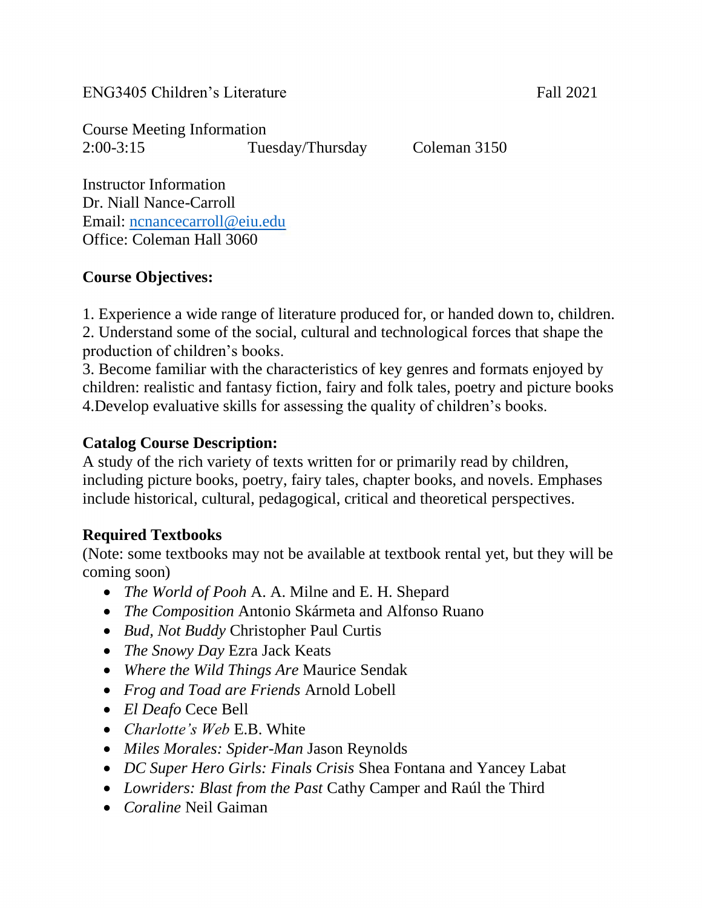ENG3405 Children's Literature Fall 2021

Course Meeting Information
2:00-3:15 Tuesday/Thursday Coleman 3150

Instructor Information
Dr. Niall Nance-Carroll
Email: [ncnancecarroll@eiu.edu](mailto:ncnancecarroll@eiu.edu)
Office: Coleman Hall 3060

**Course Objectives:**

1. Experience a wide range of literature produced for, or handed down to, children.
2. Understand some of the social, cultural and technological forces that shape the production of children's books.
3. Become familiar with the characteristics of key genres and formats enjoyed by children: realistic and fantasy fiction, fairy and folk tales, poetry and picture books
4. Develop evaluative skills for assessing the quality of children's books.

**Catalog Course Description:**
A study of the rich variety of texts written for or primarily read by children, including picture books, poetry, fairy tales, chapter books, and novels. Emphases include historical, cultural, pedagogical, critical and theoretical perspectives.

**Required Textbooks**
(Note: some textbooks may not be available at textbook rental yet, but they will be coming soon)

- *The World of Pooh* A. A. Milne and E. H. Shepard
- *The Composition* Antonio Skármeta and Alfonso Ruano
- *Bud, Not Buddy* Christopher Paul Curtis
- *The Snowy Day* Ezra Jack Keats
- *Where the Wild Things Are* Maurice Sendak
- *Frog and Toad are Friends* Arnold Lobell
- *El Deafo* Cece Bell
- *Charlotte's Web* E.B. White
- *Miles Morales: Spider-Man* Jason Reynolds
- *DC Super Hero Girls: Finals Crisis* Shea Fontana and Yancey Labat
- *Lowriders: Blast from the Past* Cathy Camper and Raúl the Third
- *Coraline* Neil Gaiman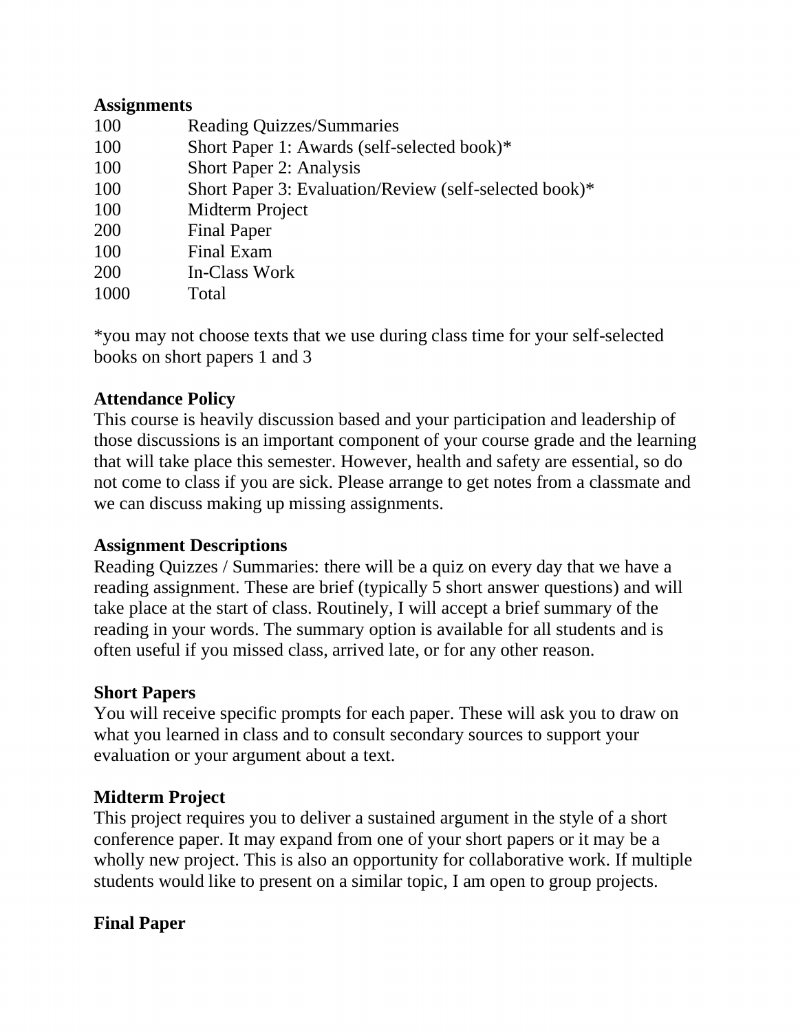**Assignments**

| | |
|---|---|
| 100 | Reading Quizzes/Summaries |
| 100 | Short Paper 1: Awards (self-selected book)* |
| 100 | Short Paper 2: Analysis |
| 100 | Short Paper 3: Evaluation/Review (self-selected book)* |
| 100 | Midterm Project |
| 200 | Final Paper |
| 100 | Final Exam |
| 200 | In-Class Work |
| 1000 | Total |

*you may not choose texts that we use during class time for your self-selected books on short papers 1 and 3

**Attendance Policy**

This course is heavily discussion based and your participation and leadership of those discussions is an important component of your course grade and the learning that will take place this semester. However, health and safety are essential, so do not come to class if you are sick. Please arrange to get notes from a classmate and we can discuss making up missing assignments.

**Assignment Descriptions**

Reading Quizzes / Summaries: there will be a quiz on every day that we have a reading assignment. These are brief (typically 5 short answer questions) and will take place at the start of class. Routinely, I will accept a brief summary of the reading in your words. The summary option is available for all students and is often useful if you missed class, arrived late, or for any other reason.

**Short Papers**

You will receive specific prompts for each paper. These will ask you to draw on what you learned in class and to consult secondary sources to support your evaluation or your argument about a text.

**Midterm Project**

This project requires you to deliver a sustained argument in the style of a short conference paper. It may expand from one of your short papers or it may be a wholly new project. This is also an opportunity for collaborative work. If multiple students would like to present on a similar topic, I am open to group projects.

**Final Paper**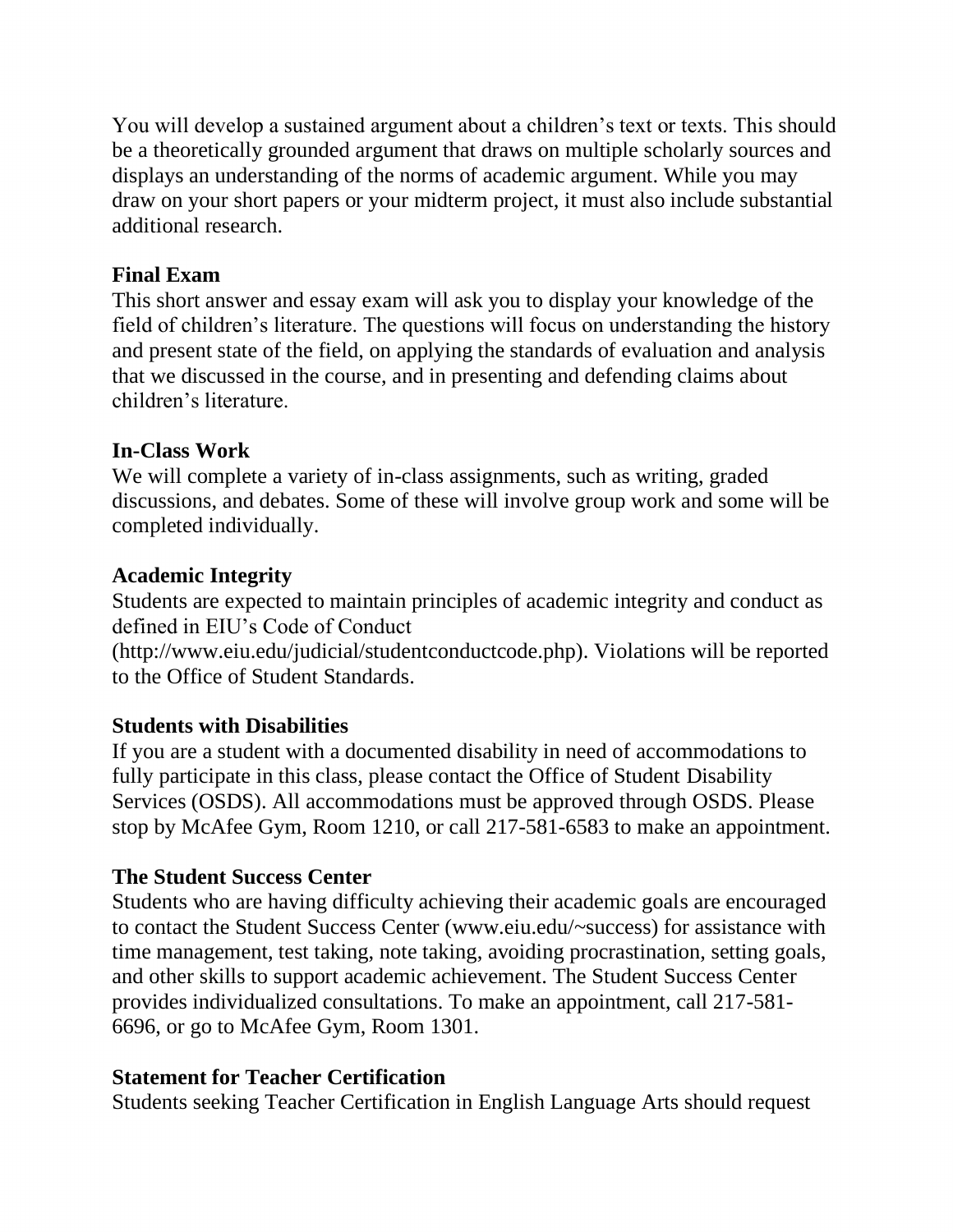You will develop a sustained argument about a children's text or texts. This should be a theoretically grounded argument that draws on multiple scholarly sources and displays an understanding of the norms of academic argument. While you may draw on your short papers or your midterm project, it must also include substantial additional research.

**Final Exam**

This short answer and essay exam will ask you to display your knowledge of the field of children's literature. The questions will focus on understanding the history and present state of the field, on applying the standards of evaluation and analysis that we discussed in the course, and in presenting and defending claims about children's literature.

**In-Class Work**

We will complete a variety of in-class assignments, such as writing, graded discussions, and debates. Some of these will involve group work and some will be completed individually.

**Academic Integrity**

Students are expected to maintain principles of academic integrity and conduct as defined in EIU's Code of Conduct (http://www.eiu.edu/judicial/studentconductcode.php). Violations will be reported to the Office of Student Standards.

**Students with Disabilities**

If you are a student with a documented disability in need of accommodations to fully participate in this class, please contact the Office of Student Disability Services (OSDS). All accommodations must be approved through OSDS. Please stop by McAfee Gym, Room 1210, or call 217-581-6583 to make an appointment.

**The Student Success Center**

Students who are having difficulty achieving their academic goals are encouraged to contact the Student Success Center (www.eiu.edu/~success) for assistance with time management, test taking, note taking, avoiding procrastination, setting goals, and other skills to support academic achievement. The Student Success Center provides individualized consultations. To make an appointment, call 217-581-6696, or go to McAfee Gym, Room 1301.

**Statement for Teacher Certification**

Students seeking Teacher Certification in English Language Arts should request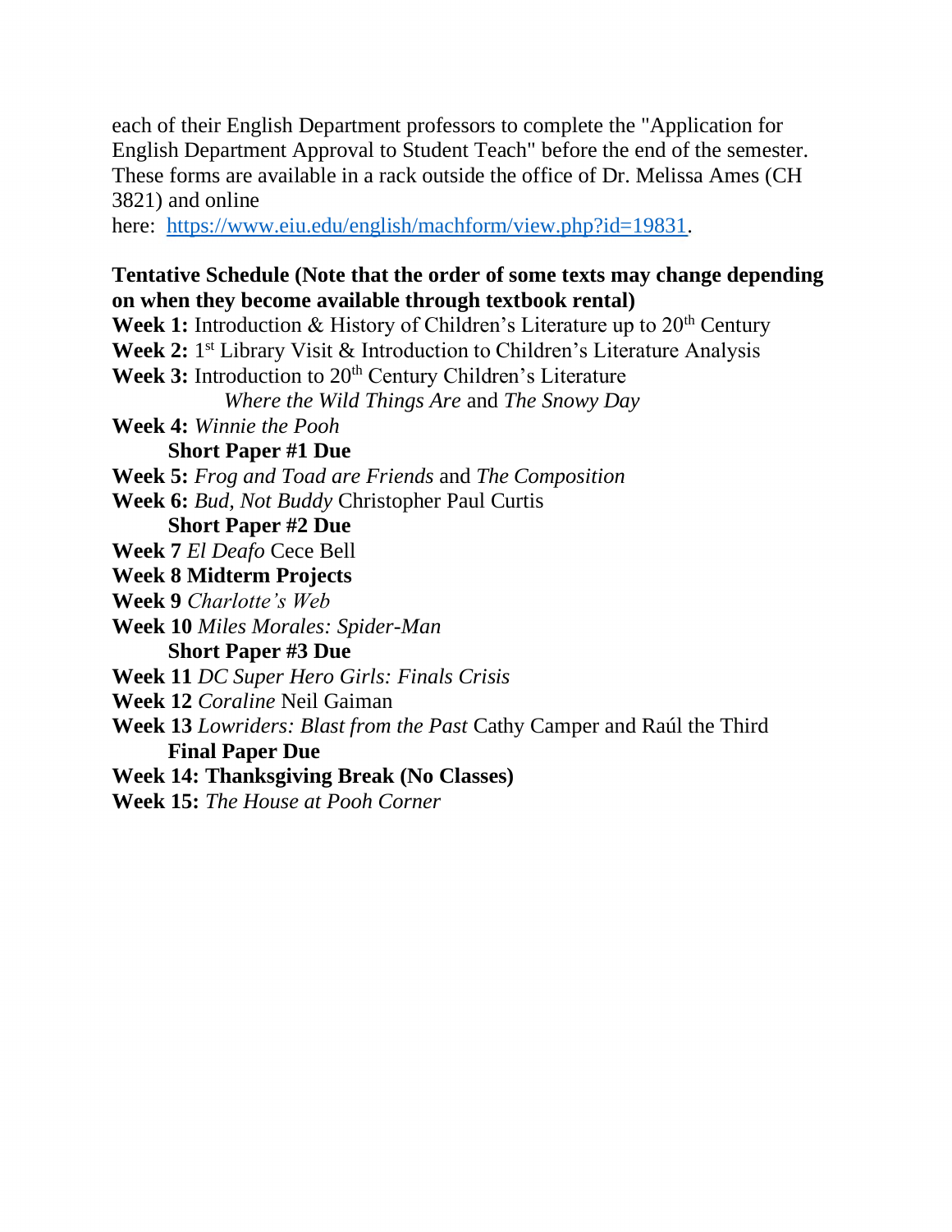each of their English Department professors to complete the "Application for English Department Approval to Student Teach" before the end of the semester. These forms are available in a rack outside the office of Dr. Melissa Ames (CH 3821) and online here: https://www.eiu.edu/english/machform/view.php?id=19831.

**Tentative Schedule (Note that the order of some texts may change depending on when they become available through textbook rental)**

**Week 1:** Introduction & History of Children's Literature up to 20th Century
**Week 2:** 1st Library Visit & Introduction to Children's Literature Analysis
**Week 3:** Introduction to 20th Century Children's Literature
*Where the Wild Things Are* and *The Snowy Day*
**Week 4:** *Winnie the Pooh*
**Short Paper #1 Due**
**Week 5:** *Frog and Toad are Friends* and *The Composition*
**Week 6:** *Bud, Not Buddy* Christopher Paul Curtis
**Short Paper #2 Due**
**Week 7** *El Deafo* Cece Bell
**Week 8 Midterm Projects**
**Week 9** *Charlotte's Web*
**Week 10** *Miles Morales: Spider-Man*
**Short Paper #3 Due**
**Week 11** *DC Super Hero Girls: Finals Crisis*
**Week 12** *Coraline* Neil Gaiman
**Week 13** *Lowriders: Blast from the Past* Cathy Camper and Raúl the Third
**Final Paper Due**
**Week 14: Thanksgiving Break (No Classes)**
**Week 15:** *The House at Pooh Corner*